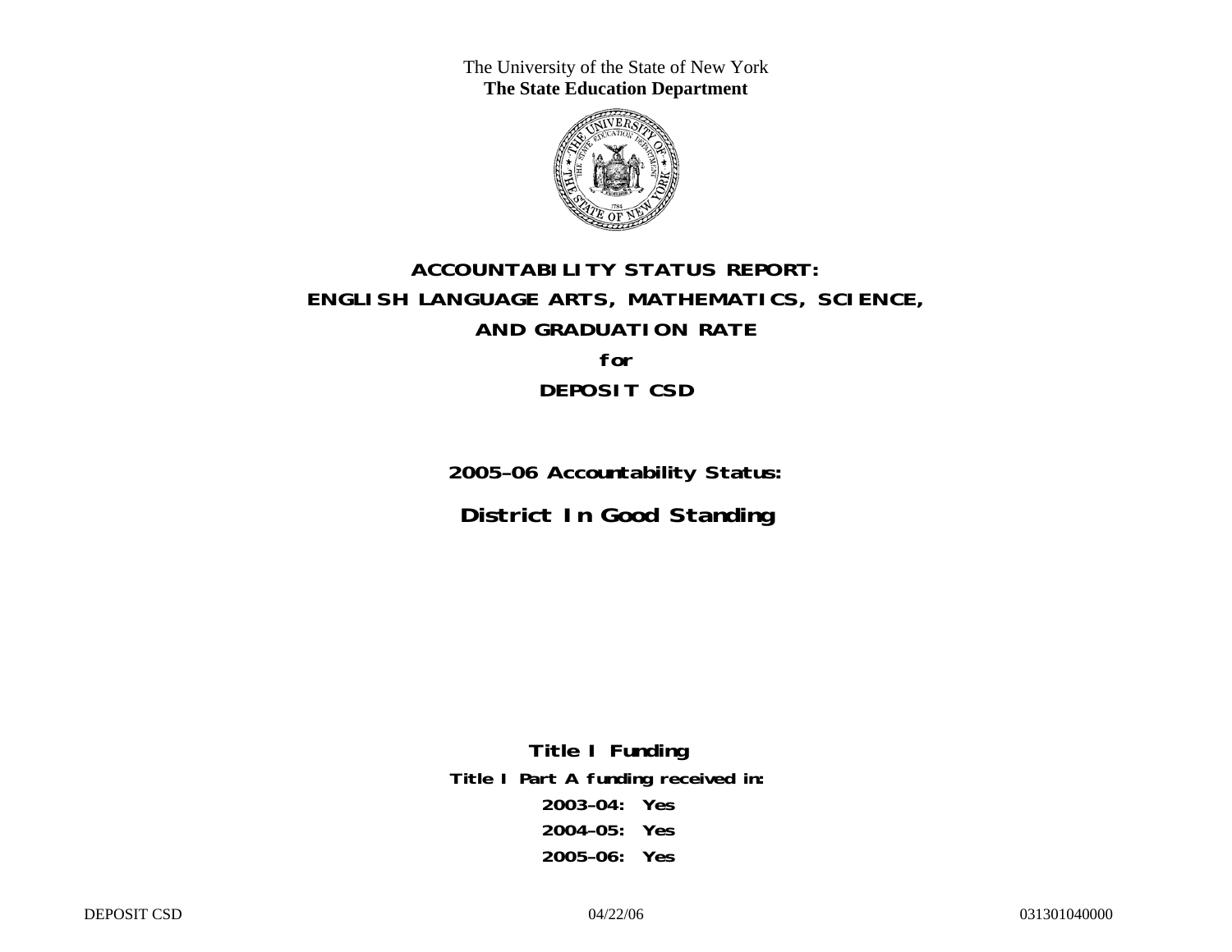The University of the State of New York
**The State Education Department**

# ACCOUNTABILITY STATUS REPORT:
# ENGLISH LANGUAGE ARTS, MATHEMATICS, SCIENCE,
# AND GRADUATION RATE

**for**

# DEPOSIT CSD

## 2005–06 Accountability Status:

## District In Good Standing

**Title I Funding**

**Title I Part A funding received in:**

**2003–04: Yes**

**2004–05: Yes**

**2005–06: Yes**

DEPOSIT CSD 04/22/06 031301040000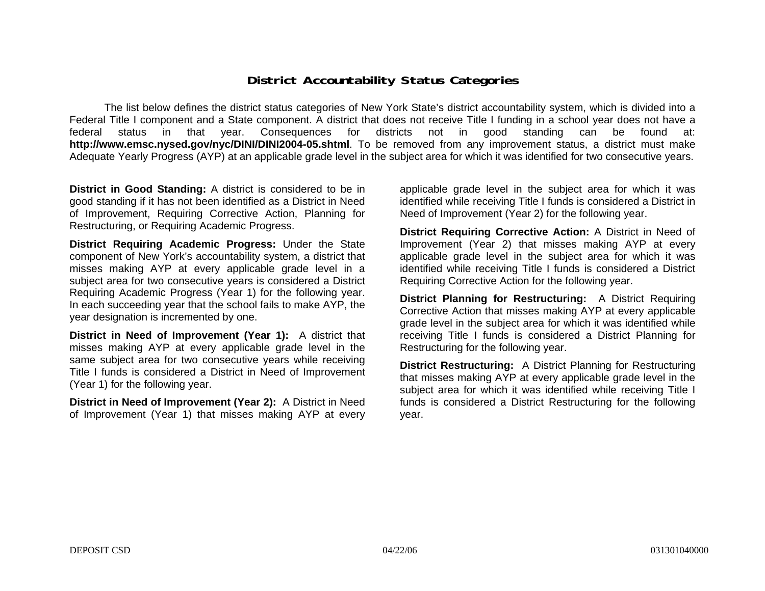# District Accountability Status Categories

The list below defines the district status categories of New York State's district accountability system, which is divided into a Federal Title I component and a State component. A district that does not receive Title I funding in a school year does not have a federal status in that year. Consequences for districts not in good standing can be found at: **http://www.emsc.nysed.gov/nyc/DINI/DINI2004-05.shtml**. To be removed from any improvement status, a district must make Adequate Yearly Progress (AYP) at an applicable grade level in the subject area for which it was identified for two consecutive years.

**District in Good Standing:** A district is considered to be in good standing if it has not been identified as a District in Need of Improvement, Requiring Corrective Action, Planning for Restructuring, or Requiring Academic Progress.

**District Requiring Academic Progress:** Under the State component of New York's accountability system, a district that misses making AYP at every applicable grade level in a subject area for two consecutive years is considered a District Requiring Academic Progress (Year 1) for the following year. In each succeeding year that the school fails to make AYP, the year designation is incremented by one.

**District in Need of Improvement (Year 1):** A district that misses making AYP at every applicable grade level in the same subject area for two consecutive years while receiving Title I funds is considered a District in Need of Improvement (Year 1) for the following year.

**District in Need of Improvement (Year 2):** A District in Need of Improvement (Year 1) that misses making AYP at every applicable grade level in the subject area for which it was identified while receiving Title I funds is considered a District in Need of Improvement (Year 2) for the following year.

**District Requiring Corrective Action:** A District in Need of Improvement (Year 2) that misses making AYP at every applicable grade level in the subject area for which it was identified while receiving Title I funds is considered a District Requiring Corrective Action for the following year.

**District Planning for Restructuring:** A District Requiring Corrective Action that misses making AYP at every applicable grade level in the subject area for which it was identified while receiving Title I funds is considered a District Planning for Restructuring for the following year.

**District Restructuring:** A District Planning for Restructuring that misses making AYP at every applicable grade level in the subject area for which it was identified while receiving Title I funds is considered a District Restructuring for the following year.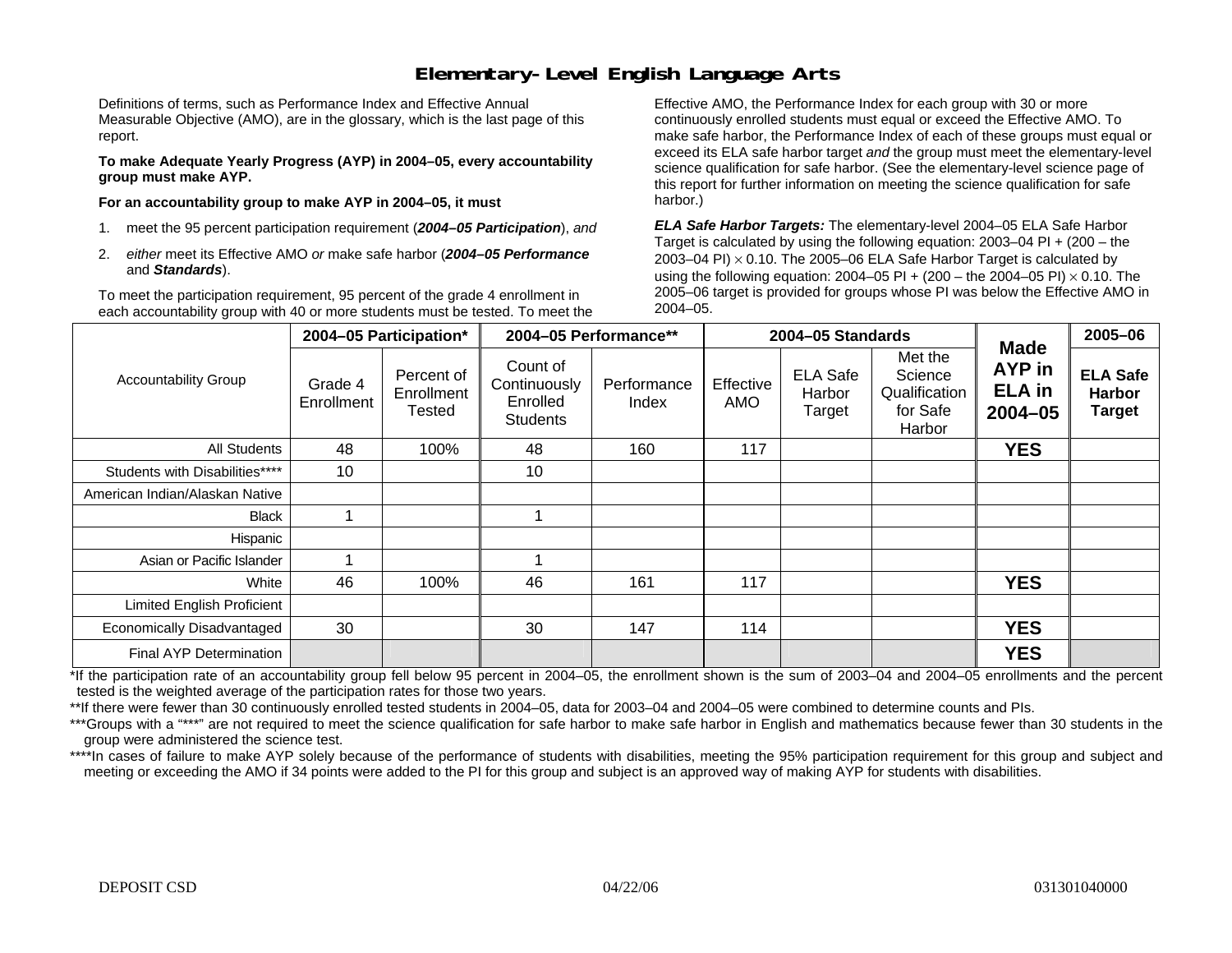# Elementary-Level English Language Arts

Definitions of terms, such as Performance Index and Effective Annual Measurable Objective (AMO), are in the glossary, which is the last page of this report.

**To make Adequate Yearly Progress (AYP) in 2004–05, every accountability group must make AYP.**

**For an accountability group to make AYP in 2004–05, it must**

1. meet the 95 percent participation requirement (***2004–05 Participation***), *and*
2. *either* meet its Effective AMO *or* make safe harbor (***2004–05 Performance*** and ***Standards***).

To meet the participation requirement, 95 percent of the grade 4 enrollment in each accountability group with 40 or more students must be tested. To meet the Effective AMO, the Performance Index for each group with 30 or more continuously enrolled students must equal or exceed the Effective AMO. To make safe harbor, the Performance Index of each of these groups must equal or exceed its ELA safe harbor target *and* the group must meet the elementary-level science qualification for safe harbor. (See the elementary-level science page of this report for further information on meeting the science qualification for safe harbor.)

***ELA Safe Harbor Targets:*** The elementary-level 2004–05 ELA Safe Harbor Target is calculated by using the following equation: 2003–04 PI + (200 – the 2003–04 PI) $\times$ 0.10. The 2005–06 ELA Safe Harbor Target is calculated by using the following equation: 2004–05 PI + (200 – the 2004–05 PI) $\times$ 0.10. The 2005–06 target is provided for groups whose PI was below the Effective AMO in 2004–05.

| Accountability Group | 2004–05 Participation* | | 2004–05 Performance** | | 2004–05 Standards | | | Made AYP in ELA in 2004–05 | 2005–06 |
|---|---|---|---|---|---|---|---|---|---|
| | Grade 4 Enrollment | Percent of Enrollment Tested | Count of Continuously Enrolled Students | Performance Index | Effective AMO | ELA Safe Harbor Target | Met the Science Qualification for Safe Harbor | | ELA Safe Harbor Target |
| All Students | 48 | 100% | 48 | 160 | 117 | | | **YES** | |
| Students with Disabilities**** | 10 | | 10 | | | | | | |
| American Indian/Alaskan Native | | | | | | | | | |
| Black | 1 | | 1 | | | | | | |
| Hispanic | | | | | | | | | |
| Asian or Pacific Islander | 1 | | 1 | | | | | | |
| White | 46 | 100% | 46 | 161 | 117 | | | **YES** | |
| Limited English Proficient | | | | | | | | | |
| Economically Disadvantaged | 30 | | 30 | 147 | 114 | | | **YES** | |
| Final AYP Determination | | | | | | | | **YES** | |

*If the participation rate of an accountability group fell below 95 percent in 2004–05, the enrollment shown is the sum of 2003–04 and 2004–05 enrollments and the percent tested is the weighted average of the participation rates for those two years.

**If there were fewer than 30 continuously enrolled tested students in 2004–05, data for 2003–04 and 2004–05 were combined to determine counts and PIs.

***Groups with a "***" are not required to meet the science qualification for safe harbor to make safe harbor in English and mathematics because fewer than 30 students in the group were administered the science test.

****In cases of failure to make AYP solely because of the performance of students with disabilities, meeting the 95% participation requirement for this group and subject and meeting or exceeding the AMO if 34 points were added to the PI for this group and subject is an approved way of making AYP for students with disabilities.

DEPOSIT CSD 04/22/06 031301040000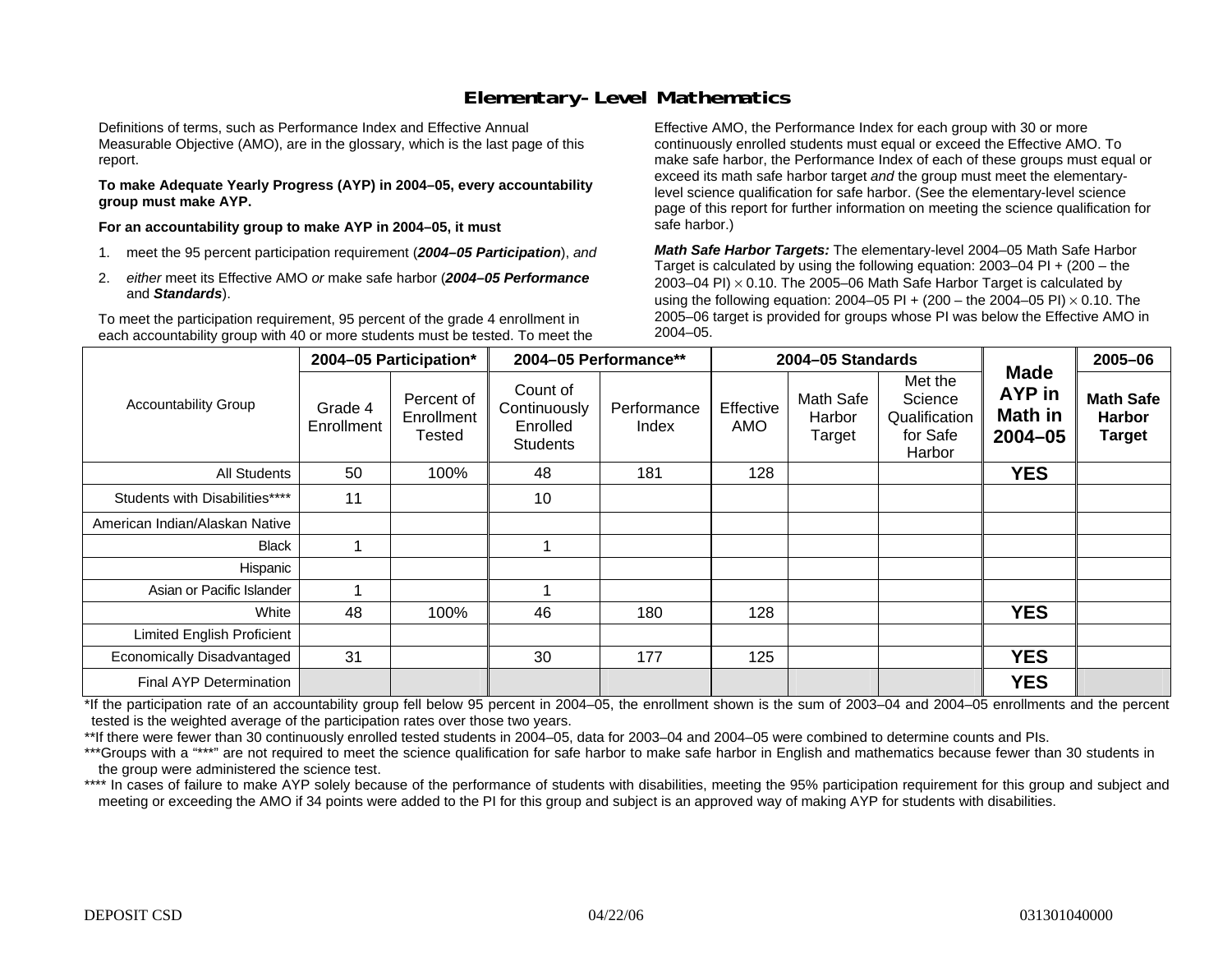# Elementary-Level Mathematics

Definitions of terms, such as Performance Index and Effective Annual Measurable Objective (AMO), are in the glossary, which is the last page of this report.

**To make Adequate Yearly Progress (AYP) in 2004–05, every accountability group must make AYP.**

**For an accountability group to make AYP in 2004–05, it must**

1. meet the 95 percent participation requirement (***2004–05 Participation***), *and*
2. *either* meet its Effective AMO *or* make safe harbor (***2004–05 Performance*** and ***Standards***).

To meet the participation requirement, 95 percent of the grade 4 enrollment in each accountability group with 40 or more students must be tested. To meet the Effective AMO, the Performance Index for each group with 30 or more continuously enrolled students must equal or exceed the Effective AMO. To make safe harbor, the Performance Index of each of these groups must equal or exceed its math safe harbor target *and* the group must meet the elementary-level science qualification for safe harbor. (See the elementary-level science page of this report for further information on meeting the science qualification for safe harbor.)

***Math Safe Harbor Targets:*** The elementary-level 2004–05 Math Safe Harbor Target is calculated by using the following equation: 2003–04 PI + (200 – the 2003–04 PI) $\times$ 0.10. The 2005–06 Math Safe Harbor Target is calculated by using the following equation: 2004–05 PI + (200 – the 2004–05 PI) $\times$ 0.10. The 2005–06 target is provided for groups whose PI was below the Effective AMO in 2004–05.

| Accountability Group | 2004–05 Participation* | | 2004–05 Performance** | | 2004–05 Standards | | | Made AYP in Math in 2004–05 | 2005–06 |
|---|---|---|---|---|---|---|---|---|---|
| | Grade 4 Enrollment | Percent of Enrollment Tested | Count of Continuously Enrolled Students | Performance Index | Effective AMO | Math Safe Harbor Target | Met the Science Qualification for Safe Harbor | | Math Safe Harbor Target |
| All Students | 50 | 100% | 48 | 181 | 128 | | | **YES** | |
| Students with Disabilities**** | 11 | | 10 | | | | | | |
| American Indian/Alaskan Native | | | | | | | | | |
| Black | 1 | | 1 | | | | | | |
| Hispanic | | | | | | | | | |
| Asian or Pacific Islander | 1 | | 1 | | | | | | |
| White | 48 | 100% | 46 | 180 | 128 | | | **YES** | |
| Limited English Proficient | | | | | | | | | |
| Economically Disadvantaged | 31 | | 30 | 177 | 125 | | | **YES** | |
| Final AYP Determination | | | | | | | | **YES** | |

*If the participation rate of an accountability group fell below 95 percent in 2004–05, the enrollment shown is the sum of 2003–04 and 2004–05 enrollments and the percent tested is the weighted average of the participation rates over those two years.

**If there were fewer than 30 continuously enrolled tested students in 2004–05, data for 2003–04 and 2004–05 were combined to determine counts and PIs.

***Groups with a "***" are not required to meet the science qualification for safe harbor to make safe harbor in English and mathematics because fewer than 30 students in the group were administered the science test.

**** In cases of failure to make AYP solely because of the performance of students with disabilities, meeting the 95% participation requirement for this group and subject and meeting or exceeding the AMO if 34 points were added to the PI for this group and subject is an approved way of making AYP for students with disabilities.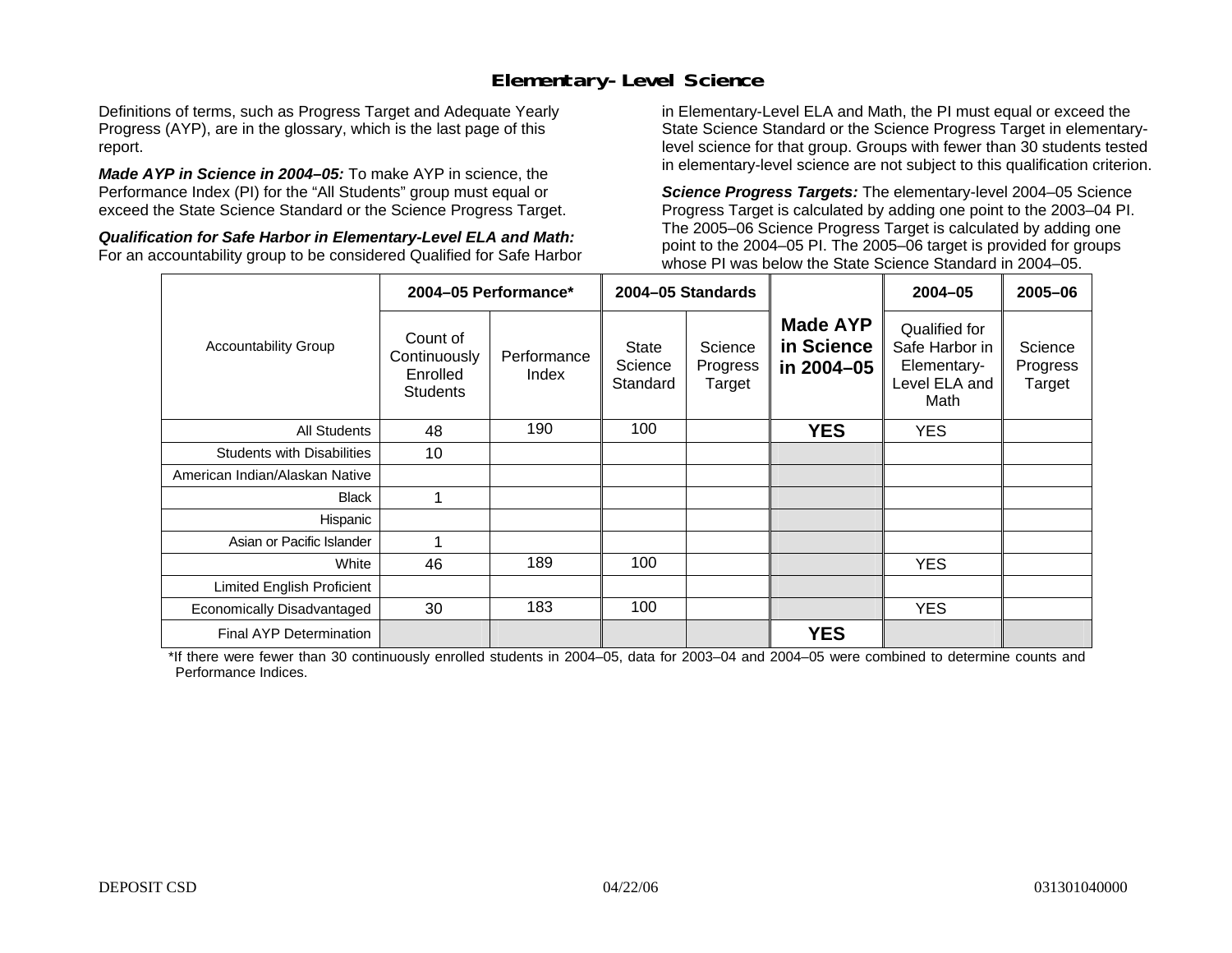# Elementary-Level Science

Definitions of terms, such as Progress Target and Adequate Yearly Progress (AYP), are in the glossary, which is the last page of this report.

***Made AYP in Science in 2004–05:*** To make AYP in science, the Performance Index (PI) for the "All Students" group must equal or exceed the State Science Standard or the Science Progress Target.

***Qualification for Safe Harbor in Elementary-Level ELA and Math:*** For an accountability group to be considered Qualified for Safe Harbor in Elementary-Level ELA and Math, the PI must equal or exceed the State Science Standard or the Science Progress Target in elementary-level science for that group. Groups with fewer than 30 students tested in elementary-level science are not subject to this qualification criterion.

***Science Progress Targets:*** The elementary-level 2004–05 Science Progress Target is calculated by adding one point to the 2003–04 PI. The 2005–06 Science Progress Target is calculated by adding one point to the 2004–05 PI. The 2005–06 target is provided for groups whose PI was below the State Science Standard in 2004–05.

| Accountability Group | 2004–05 Performance* | | 2004–05 Standards | | Made AYP in Science in 2004–05 | 2004–05 | 2005–06 |
|---|---|---|---|---|---|---|---|
| | Count of Continuously Enrolled Students | Performance Index | State Science Standard | Science Progress Target | | Qualified for Safe Harbor in Elementary-Level ELA and Math | Science Progress Target |
| All Students | 48 | 190 | 100 | | **YES** | YES | |
| Students with Disabilities | 10 | | | | | | |
| American Indian/Alaskan Native | | | | | | | |
| Black | 1 | | | | | | |
| Hispanic | | | | | | | |
| Asian or Pacific Islander | 1 | | | | | | |
| White | 46 | 189 | 100 | | | YES | |
| Limited English Proficient | | | | | | | |
| Economically Disadvantaged | 30 | 183 | 100 | | | YES | |
| Final AYP Determination | | | | | **YES** | | |

*If there were fewer than 30 continuously enrolled students in 2004–05, data for 2003–04 and 2004–05 were combined to determine counts and Performance Indices.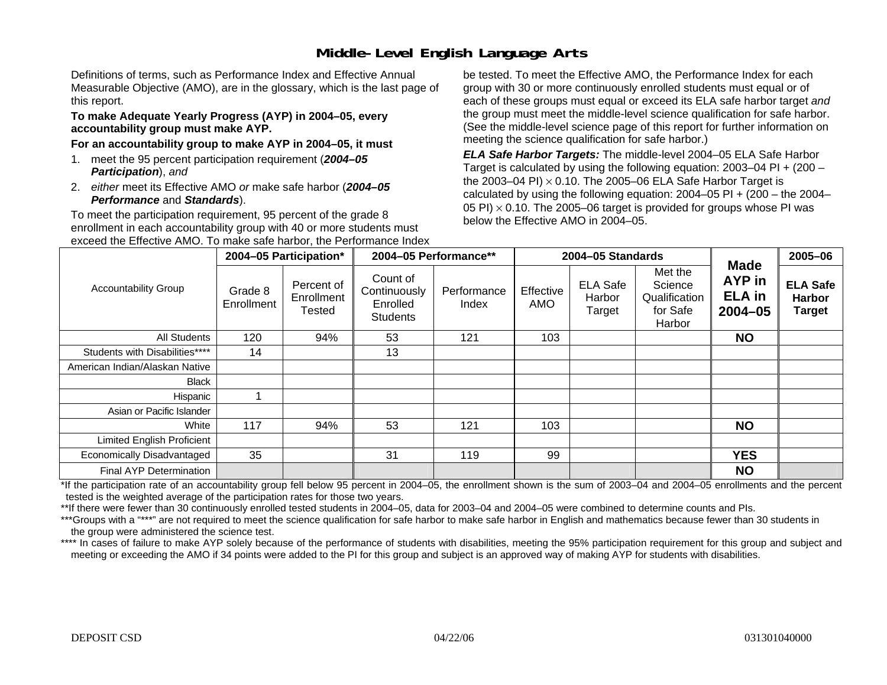# Middle-Level English Language Arts

Definitions of terms, such as Performance Index and Effective Annual Measurable Objective (AMO), are in the glossary, which is the last page of this report.

**To make Adequate Yearly Progress (AYP) in 2004–05, every accountability group must make AYP.**

**For an accountability group to make AYP in 2004–05, it must**

1. meet the 95 percent participation requirement (***2004–05 Participation***), *and*
2. *either* meet its Effective AMO *or* make safe harbor (***2004–05 Performance*** and ***Standards***).

To meet the participation requirement, 95 percent of the grade 8 enrollment in each accountability group with 40 or more students must be tested. To meet the Effective AMO, the Performance Index for each group with 30 or more continuously enrolled students must equal or exceed the Effective AMO. To make safe harbor, the Performance Index of each of these groups must equal or exceed its ELA safe harbor target *and* the group must meet the middle-level science qualification for safe harbor. (See the middle-level science page of this report for further information on meeting the science qualification for safe harbor.)

***ELA Safe Harbor Targets:*** The middle-level 2004–05 ELA Safe Harbor Target is calculated by using the following equation: 2003–04 PI + (200 – the 2003–04 PI) $\times$ 0.10. The 2005–06 ELA Safe Harbor Target is calculated by using the following equation: 2004–05 PI + (200 – the 2004–05 PI) $\times$ 0.10. The 2005–06 target is provided for groups whose PI was below the Effective AMO in 2004–05.

| Accountability Group | 2004–05 Participation* | | 2004–05 Performance** | | 2004–05 Standards | | | Made AYP in ELA in 2004–05 | 2005–06 |
|---|---|---|---|---|---|---|---|---|---|
| | Grade 8 Enrollment | Percent of Enrollment Tested | Count of Continuously Enrolled Students | Performance Index | Effective AMO | ELA Safe Harbor Target | Met the Science Qualification for Safe Harbor | | ELA Safe Harbor Target |
| All Students | 120 | 94% | 53 | 121 | 103 | | | **NO** | |
| Students with Disabilities**** | 14 | | 13 | | | | | | |
| American Indian/Alaskan Native | | | | | | | | | |
| Black | | | | | | | | | |
| Hispanic | 1 | | | | | | | | |
| Asian or Pacific Islander | | | | | | | | | |
| White | 117 | 94% | 53 | 121 | 103 | | | **NO** | |
| Limited English Proficient | | | | | | | | | |
| Economically Disadvantaged | 35 | | 31 | 119 | 99 | | | **YES** | |
| Final AYP Determination | | | | | | | | **NO** | |

*If the participation rate of an accountability group fell below 95 percent in 2004–05, the enrollment shown is the sum of 2003–04 and 2004–05 enrollments and the percent tested is the weighted average of the participation rates for those two years.

**If there were fewer than 30 continuously enrolled tested students in 2004–05, data for 2003–04 and 2004–05 were combined to determine counts and PIs.

***Groups with a "***" are not required to meet the science qualification for safe harbor to make safe harbor in English and mathematics because fewer than 30 students in the group were administered the science test.

**** In cases of failure to make AYP solely because of the performance of students with disabilities, meeting the 95% participation requirement for this group and subject and meeting or exceeding the AMO if 34 points were added to the PI for this group and subject is an approved way of making AYP for students with disabilities.

DEPOSIT CSD 04/22/06 031301040000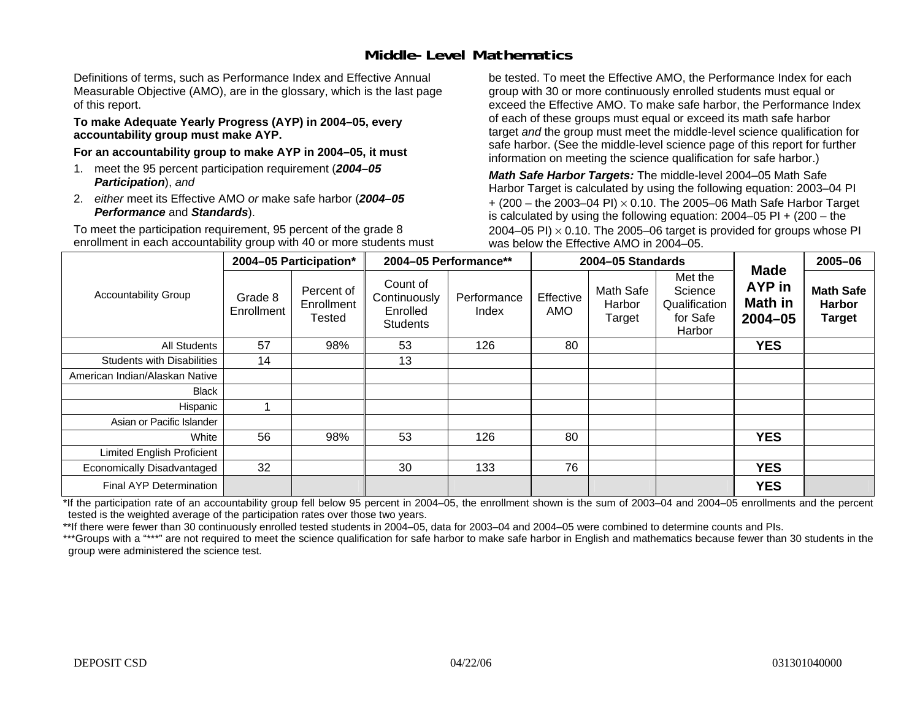## Middle-Level Mathematics

Definitions of terms, such as Performance Index and Effective Annual Measurable Objective (AMO), are in the glossary, which is the last page of this report.

**To make Adequate Yearly Progress (AYP) in 2004–05, every accountability group must make AYP.**

**For an accountability group to make AYP in 2004–05, it must**

1. meet the 95 percent participation requirement (***2004–05 Participation***), *and*
2. *either* meet its Effective AMO *or* make safe harbor (***2004–05 Performance*** and ***Standards***).

To meet the participation requirement, 95 percent of the grade 8 enrollment in each accountability group with 40 or more students must be tested. To meet the Effective AMO, the Performance Index for each group with 30 or more continuously enrolled students must equal or exceed the Effective AMO. To make safe harbor, the Performance Index of each of these groups must equal or exceed its math safe harbor target *and* the group must meet the middle-level science qualification for safe harbor. (See the middle-level science page of this report for further information on meeting the science qualification for safe harbor.)

***Math Safe Harbor Targets:*** The middle-level 2004–05 Math Safe Harbor Target is calculated by using the following equation: 2003–04 PI + (200 – the 2003–04 PI) $\times$ 0.10. The 2005–06 Math Safe Harbor Target is calculated by using the following equation: 2004–05 PI + (200 – the 2004–05 PI) $\times$ 0.10. The 2005–06 target is provided for groups whose PI was below the Effective AMO in 2004–05.

| Accountability Group | 2004–05 Participation* | | 2004–05 Performance** | | 2004–05 Standards | | | Made AYP in Math in 2004–05 | 2005–06 |
|---|---|---|---|---|---|---|---|---|---|
| | Grade 8 Enrollment | Percent of Enrollment Tested | Count of Continuously Enrolled Students | Performance Index | Effective AMO | Math Safe Harbor Target | Met the Science Qualification for Safe Harbor | | Math Safe Harbor Target |
| All Students | 57 | 98% | 53 | 126 | 80 | | | **YES** | |
| Students with Disabilities | 14 | | 13 | | | | | | |
| American Indian/Alaskan Native | | | | | | | | | |
| Black | | | | | | | | | |
| Hispanic | 1 | | | | | | | | |
| Asian or Pacific Islander | | | | | | | | | |
| White | 56 | 98% | 53 | 126 | 80 | | | **YES** | |
| Limited English Proficient | | | | | | | | | |
| Economically Disadvantaged | 32 | | 30 | 133 | 76 | | | **YES** | |
| Final AYP Determination | | | | | | | | **YES** | |

*If the participation rate of an accountability group fell below 95 percent in 2004–05, the enrollment shown is the sum of 2003–04 and 2004–05 enrollments and the percent tested is the weighted average of the participation rates over those two years.

**If there were fewer than 30 continuously enrolled tested students in 2004–05, data for 2003–04 and 2004–05 were combined to determine counts and PIs.

***Groups with a "***" are not required to meet the science qualification for safe harbor to make safe harbor in English and mathematics because fewer than 30 students in the group were administered the science test.

DEPOSIT CSD 04/22/06 031301040000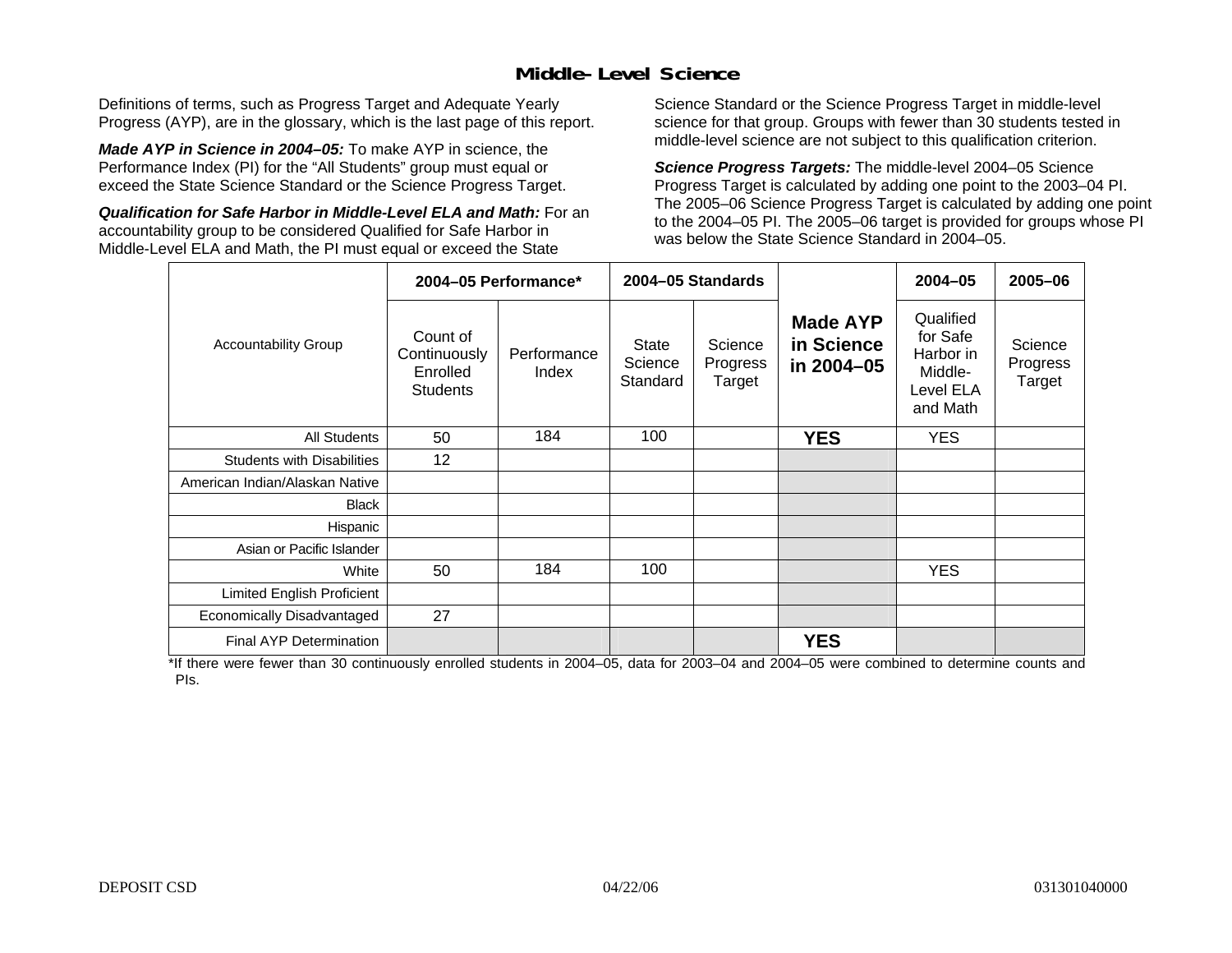# Middle-Level Science

Definitions of terms, such as Progress Target and Adequate Yearly Progress (AYP), are in the glossary, which is the last page of this report.

***Made AYP in Science in 2004–05:*** To make AYP in science, the Performance Index (PI) for the "All Students" group must equal or exceed the State Science Standard or the Science Progress Target.

***Qualification for Safe Harbor in Middle-Level ELA and Math:*** For an accountability group to be considered Qualified for Safe Harbor in Middle-Level ELA and Math, the PI must equal or exceed the State Science Standard or the Science Progress Target in middle-level science for that group. Groups with fewer than 30 students tested in middle-level science are not subject to this qualification criterion.

***Science Progress Targets:*** The middle-level 2004–05 Science Progress Target is calculated by adding one point to the 2003–04 PI. The 2005–06 Science Progress Target is calculated by adding one point to the 2004–05 PI. The 2005–06 target is provided for groups whose PI was below the State Science Standard in 2004–05.

| Accountability Group | 2004–05 Performance* | | 2004–05 Standards | | Made AYP in Science in 2004–05 | 2004–05 | 2005–06 |
|---|---|---|---|---|---|---|---|
| | Count of Continuously Enrolled Students | Performance Index | State Science Standard | Science Progress Target | | Qualified for Safe Harbor in Middle-Level ELA and Math | Science Progress Target |
| All Students | 50 | 184 | 100 | | **YES** | YES | |
| Students with Disabilities | 12 | | | | | | |
| American Indian/Alaskan Native | | | | | | | |
| Black | | | | | | | |
| Hispanic | | | | | | | |
| Asian or Pacific Islander | | | | | | | |
| White | 50 | 184 | 100 | | | YES | |
| Limited English Proficient | | | | | | | |
| Economically Disadvantaged | 27 | | | | | | |
| Final AYP Determination | | | | | **YES** | | |

*If there were fewer than 30 continuously enrolled students in 2004–05, data for 2003–04 and 2004–05 were combined to determine counts and PIs.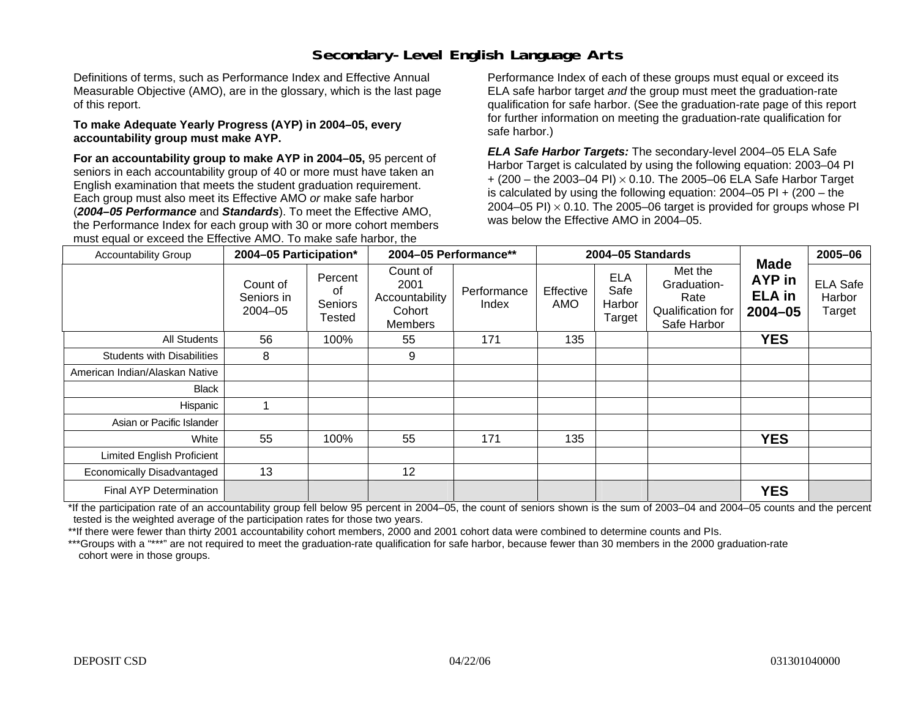# Secondary-Level English Language Arts

Definitions of terms, such as Performance Index and Effective Annual Measurable Objective (AMO), are in the glossary, which is the last page of this report.

**To make Adequate Yearly Progress (AYP) in 2004–05, every accountability group must make AYP.**

**For an accountability group to make AYP in 2004–05,** 95 percent of seniors in each accountability group of 40 or more must have taken an English examination that meets the student graduation requirement. Each group must also meet its Effective AMO *or* make safe harbor (***2004–05 Performance*** and ***Standards***). To meet the Effective AMO, the Performance Index for each group with 30 or more cohort members must equal or exceed the Effective AMO. To make safe harbor, the Performance Index of each of these groups must equal or exceed its ELA safe harbor target *and* the group must meet the graduation-rate qualification for safe harbor. (See the graduation-rate page of this report for further information on meeting the graduation-rate qualification for safe harbor.)

***ELA Safe Harbor Targets:*** The secondary-level 2004–05 ELA Safe Harbor Target is calculated by using the following equation: 2003–04 PI + (200 – the 2003–04 PI) × 0.10. The 2005–06 ELA Safe Harbor Target is calculated by using the following equation: 2004–05 PI + (200 – the 2004–05 PI) × 0.10. The 2005–06 target is provided for groups whose PI was below the Effective AMO in 2004–05.

| Accountability Group | 2004–05 Participation* | | 2004–05 Performance** | | 2004–05 Standards | | | Made AYP in ELA in 2004–05 | 2005–06 |
|---|---|---|---|---|---|---|---|---|---|
| | Count of Seniors in 2004–05 | Percent of Seniors Tested | Count of 2001 Accountability Cohort Members | Performance Index | Effective AMO | ELA Safe Harbor Target | Met the Graduation-Rate Qualification for Safe Harbor | | ELA Safe Harbor Target |
| All Students | 56 | 100% | 55 | 171 | 135 | | | **YES** | |
| Students with Disabilities | 8 | | 9 | | | | | | |
| American Indian/Alaskan Native | | | | | | | | | |
| Black | | | | | | | | | |
| Hispanic | 1 | | | | | | | | |
| Asian or Pacific Islander | | | | | | | | | |
| White | 55 | 100% | 55 | 171 | 135 | | | **YES** | |
| Limited English Proficient | | | | | | | | | |
| Economically Disadvantaged | 13 | | 12 | | | | | | |
| Final AYP Determination | | | | | | | | **YES** | |

*If the participation rate of an accountability group fell below 95 percent in 2004–05, the count of seniors shown is the sum of 2003–04 and 2004–05 counts and the percent tested is the weighted average of the participation rates for those two years.

**If there were fewer than thirty 2001 accountability cohort members, 2000 and 2001 cohort data were combined to determine counts and PIs.

***Groups with a "***" are not required to meet the graduation-rate qualification for safe harbor, because fewer than 30 members in the 2000 graduation-rate cohort were in those groups.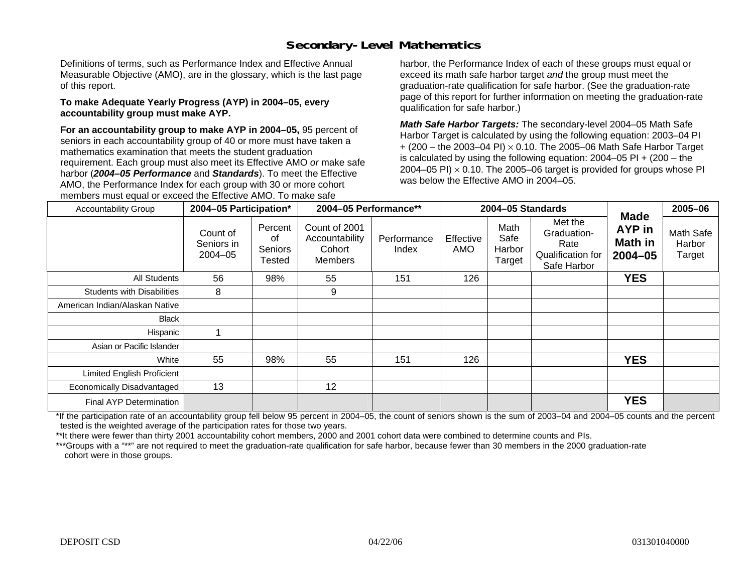# Secondary-Level Mathematics

Definitions of terms, such as Performance Index and Effective Annual Measurable Objective (AMO), are in the glossary, which is the last page of this report.

**To make Adequate Yearly Progress (AYP) in 2004–05, every accountability group must make AYP.**

**For an accountability group to make AYP in 2004–05,** 95 percent of seniors in each accountability group of 40 or more must have taken a mathematics examination that meets the student graduation requirement. Each group must also meet its Effective AMO *or* make safe harbor (***2004–05 Performance*** and ***Standards***). To meet the Effective AMO, the Performance Index for each group with 30 or more cohort members must equal or exceed the Effective AMO. To make safe harbor, the Performance Index of each of these groups must equal or exceed its math safe harbor target *and* the group must meet the graduation-rate qualification for safe harbor. (See the graduation-rate page of this report for further information on meeting the graduation-rate qualification for safe harbor.)

***Math Safe Harbor Targets:*** The secondary-level 2004–05 Math Safe Harbor Target is calculated by using the following equation: 2003–04 PI + (200 – the 2003–04 PI) $\times$ 0.10. The 2005–06 Math Safe Harbor Target is calculated by using the following equation: 2004–05 PI + (200 – the 2004–05 PI) $\times$ 0.10. The 2005–06 target is provided for groups whose PI was below the Effective AMO in 2004–05.

| Accountability Group | 2004–05 Participation* | | 2004–05 Performance** | | 2004–05 Standards | | | Made AYP in Math in 2004–05 | 2005–06 |
|---|---|---|---|---|---|---|---|---|---|
| | Count of Seniors in 2004–05 | Percent of Seniors Tested | Count of 2001 Accountability Cohort Members | Performance Index | Effective AMO | Math Safe Harbor Target | Met the Graduation-Rate Qualification for Safe Harbor | | Math Safe Harbor Target |
| All Students | 56 | 98% | 55 | 151 | 126 | | | **YES** | |
| Students with Disabilities | 8 | | 9 | | | | | | |
| American Indian/Alaskan Native | | | | | | | | | |
| Black | | | | | | | | | |
| Hispanic | 1 | | | | | | | | |
| Asian or Pacific Islander | | | | | | | | | |
| White | 55 | 98% | 55 | 151 | 126 | | | **YES** | |
| Limited English Proficient | | | | | | | | | |
| Economically Disadvantaged | 13 | | 12 | | | | | | |
| Final AYP Determination | | | | | | | | **YES** | |

*If the participation rate of an accountability group fell below 95 percent in 2004–05, the count of seniors shown is the sum of 2003–04 and 2004–05 counts and the percent tested is the weighted average of the participation rates for those two years.

**It there were fewer than thirty 2001 accountability cohort members, 2000 and 2001 cohort data were combined to determine counts and PIs.

***Groups with a "**" are not required to meet the graduation-rate qualification for safe harbor, because fewer than 30 members in the 2000 graduation-rate cohort were in those groups.

DEPOSIT CSD 04/22/06 031301040000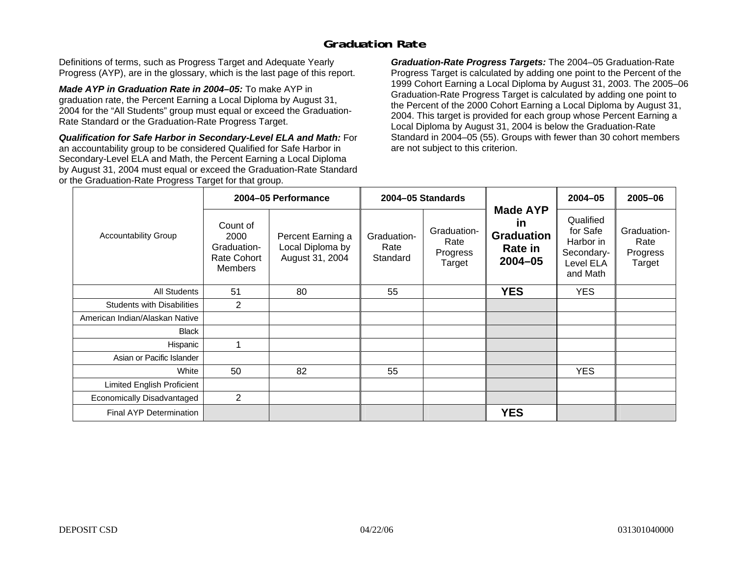## Graduation Rate

Definitions of terms, such as Progress Target and Adequate Yearly Progress (AYP), are in the glossary, which is the last page of this report.

***Made AYP in Graduation Rate in 2004–05:*** To make AYP in graduation rate, the Percent Earning a Local Diploma by August 31, 2004 for the "All Students" group must equal or exceed the Graduation-Rate Standard or the Graduation-Rate Progress Target.

***Qualification for Safe Harbor in Secondary-Level ELA and Math:*** For an accountability group to be considered Qualified for Safe Harbor in Secondary-Level ELA and Math, the Percent Earning a Local Diploma by August 31, 2004 must equal or exceed the Graduation-Rate Standard or the Graduation-Rate Progress Target for that group.

***Graduation-Rate Progress Targets:*** The 2004–05 Graduation-Rate Progress Target is calculated by adding one point to the Percent of the 1999 Cohort Earning a Local Diploma by August 31, 2003. The 2005–06 Graduation-Rate Progress Target is calculated by adding one point to the Percent of the 2000 Cohort Earning a Local Diploma by August 31, 2004. This target is provided for each group whose Percent Earning a Local Diploma by August 31, 2004 is below the Graduation-Rate Standard in 2004–05 (55). Groups with fewer than 30 cohort members are not subject to this criterion.

| Accountability Group | 2004–05 Performance | | 2004–05 Standards | | Made AYP in Graduation Rate in 2004–05 | 2004–05 | 2005–06 |
|---|---|---|---|---|---|---|---|
| | Count of 2000 Graduation-Rate Cohort Members | Percent Earning a Local Diploma by August 31, 2004 | Graduation-Rate Standard | Graduation-Rate Progress Target | | Qualified for Safe Harbor in Secondary-Level ELA and Math | Graduation-Rate Progress Target |
| All Students | 51 | 80 | 55 | | **YES** | YES | |
| Students with Disabilities | 2 | | | | | | |
| American Indian/Alaskan Native | | | | | | | |
| Black | | | | | | | |
| Hispanic | 1 | | | | | | |
| Asian or Pacific Islander | | | | | | | |
| White | 50 | 82 | 55 | | | YES | |
| Limited English Proficient | | | | | | | |
| Economically Disadvantaged | 2 | | | | | | |
| Final AYP Determination | | | | | **YES** | | |

DEPOSIT CSD 04/22/06 031301040000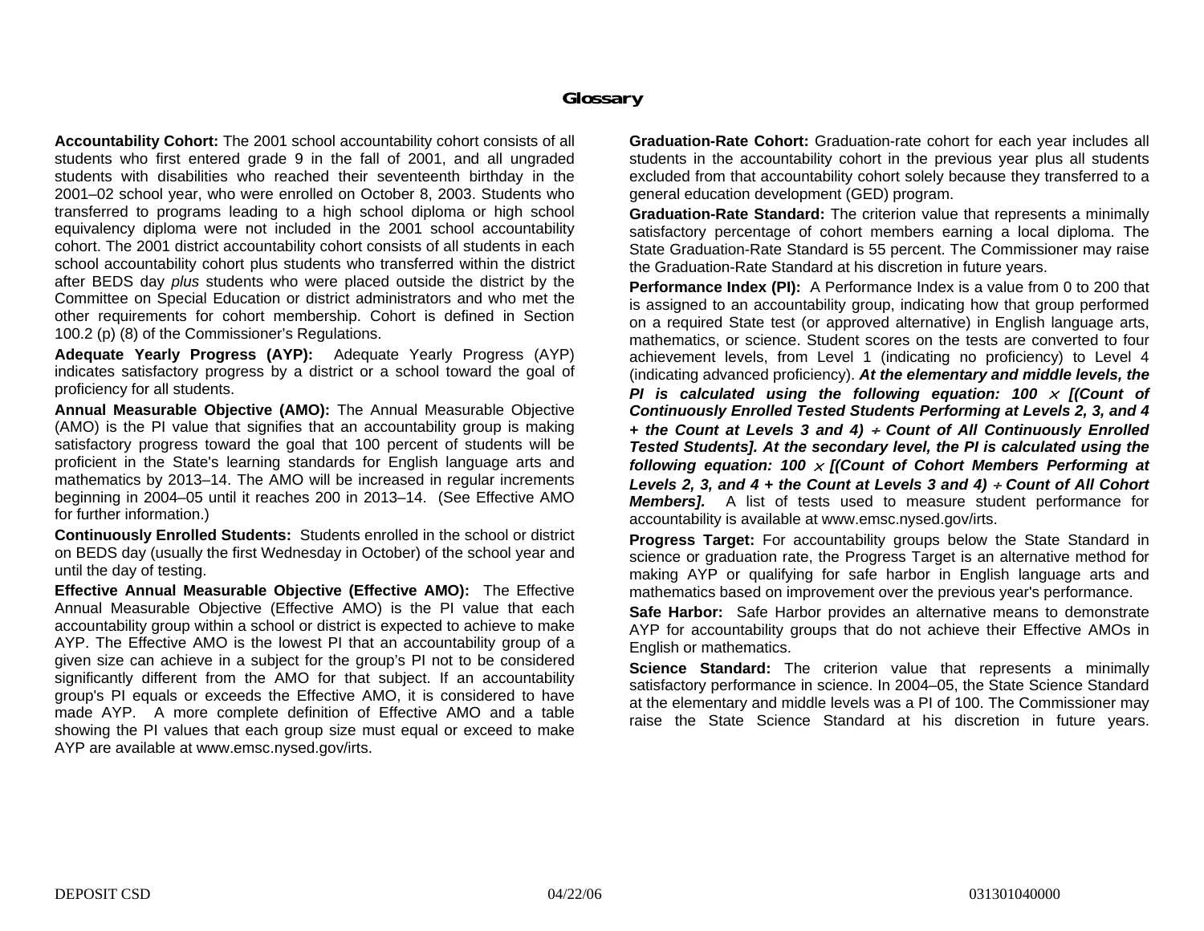## Glossary

**Accountability Cohort:** The 2001 school accountability cohort consists of all students who first entered grade 9 in the fall of 2001, and all ungraded students with disabilities who reached their seventeenth birthday in the 2001–02 school year, who were enrolled on October 8, 2003. Students who transferred to programs leading to a high school diploma or high school equivalency diploma were not included in the 2001 school accountability cohort. The 2001 district accountability cohort consists of all students in each school accountability cohort plus students who transferred within the district after BEDS day *plus* students who were placed outside the district by the Committee on Special Education or district administrators and who met the other requirements for cohort membership. Cohort is defined in Section 100.2 (p) (8) of the Commissioner's Regulations.

**Adequate Yearly Progress (AYP):** Adequate Yearly Progress (AYP) indicates satisfactory progress by a district or a school toward the goal of proficiency for all students.

**Annual Measurable Objective (AMO):** The Annual Measurable Objective (AMO) is the PI value that signifies that an accountability group is making satisfactory progress toward the goal that 100 percent of students will be proficient in the State's learning standards for English language arts and mathematics by 2013–14. The AMO will be increased in regular increments beginning in 2004–05 until it reaches 200 in 2013–14. (See Effective AMO for further information.)

**Continuously Enrolled Students:** Students enrolled in the school or district on BEDS day (usually the first Wednesday in October) of the school year and until the day of testing.

**Effective Annual Measurable Objective (Effective AMO):** The Effective Annual Measurable Objective (Effective AMO) is the PI value that each accountability group within a school or district is expected to achieve to make AYP. The Effective AMO is the lowest PI that an accountability group of a given size can achieve in a subject for the group's PI not to be considered significantly different from the AMO for that subject. If an accountability group's PI equals or exceeds the Effective AMO, it is considered to have made AYP. A more complete definition of Effective AMO and a table showing the PI values that each group size must equal or exceed to make AYP are available at www.emsc.nysed.gov/irts.

**Graduation-Rate Cohort:** Graduation-rate cohort for each year includes all students in the accountability cohort in the previous year plus all students excluded from that accountability cohort solely because they transferred to a general education development (GED) program.

**Graduation-Rate Standard:** The criterion value that represents a minimally satisfactory percentage of cohort members earning a local diploma. The State Graduation-Rate Standard is 55 percent. The Commissioner may raise the Graduation-Rate Standard at his discretion in future years.

**Performance Index (PI):** A Performance Index is a value from 0 to 200 that is assigned to an accountability group, indicating how that group performed on a required State test (or approved alternative) in English language arts, mathematics, or science. Student scores on the tests are converted to four achievement levels, from Level 1 (indicating no proficiency) to Level 4 (indicating advanced proficiency). ***At the elementary and middle levels, the PI is calculated using the following equation: 100 × [(Count of Continuously Enrolled Tested Students Performing at Levels 2, 3, and 4 + the Count at Levels 3 and 4) ÷ Count of All Continuously Enrolled Tested Students]. At the secondary level, the PI is calculated using the following equation: 100 × [(Count of Cohort Members Performing at Levels 2, 3, and 4 + the Count at Levels 3 and 4) ÷ Count of All Cohort Members].*** A list of tests used to measure student performance for accountability is available at www.emsc.nysed.gov/irts.

**Progress Target:** For accountability groups below the State Standard in science or graduation rate, the Progress Target is an alternative method for making AYP or qualifying for safe harbor in English language arts and mathematics based on improvement over the previous year's performance.

**Safe Harbor:** Safe Harbor provides an alternative means to demonstrate AYP for accountability groups that do not achieve their Effective AMOs in English or mathematics.

**Science Standard:** The criterion value that represents a minimally satisfactory performance in science. In 2004–05, the State Science Standard at the elementary and middle levels was a PI of 100. The Commissioner may raise the State Science Standard at his discretion in future years.